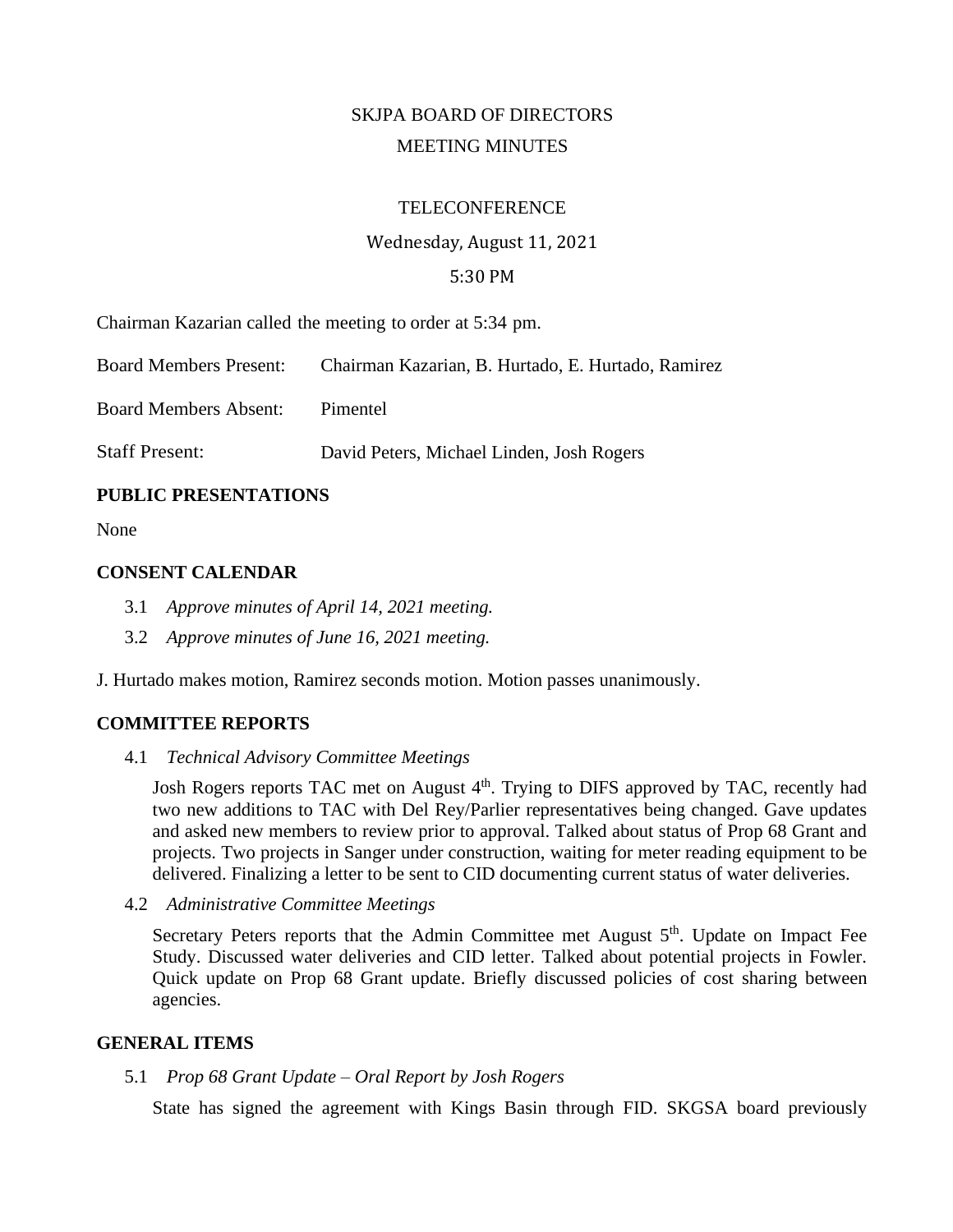SKJPA BOARD OF DIRECTORS

MEETING MINUTES

TELECONFERENCE

Wednesday, August 11, 2021

5:30 PM

Chairman Kazarian called the meeting to order at 5:34 pm.

Board Members Present: Chairman Kazarian, B. Hurtado, E. Hurtado, Ramirez

Board Members Absent: Pimentel

Staff Present: David Peters, Michael Linden, Josh Rogers

## PUBLIC PRESENTATIONS

None

## CONSENT CALENDAR

3.1 *Approve minutes of April 14, 2021 meeting.*

3.2 *Approve minutes of June 16, 2021 meeting.*

J. Hurtado makes motion, Ramirez seconds motion. Motion passes unanimously.

## COMMITTEE REPORTS

4.1 *Technical Advisory Committee Meetings*

Josh Rogers reports TAC met on August 4th. Trying to DIFS approved by TAC, recently had two new additions to TAC with Del Rey/Parlier representatives being changed. Gave updates and asked new members to review prior to approval. Talked about status of Prop 68 Grant and projects. Two projects in Sanger under construction, waiting for meter reading equipment to be delivered. Finalizing a letter to be sent to CID documenting current status of water deliveries.

4.2 *Administrative Committee Meetings*

Secretary Peters reports that the Admin Committee met August 5th. Update on Impact Fee Study. Discussed water deliveries and CID letter. Talked about potential projects in Fowler. Quick update on Prop 68 Grant update. Briefly discussed policies of cost sharing between agencies.

## GENERAL ITEMS

5.1 *Prop 68 Grant Update – Oral Report by Josh Rogers*

State has signed the agreement with Kings Basin through FID. SKGSA board previously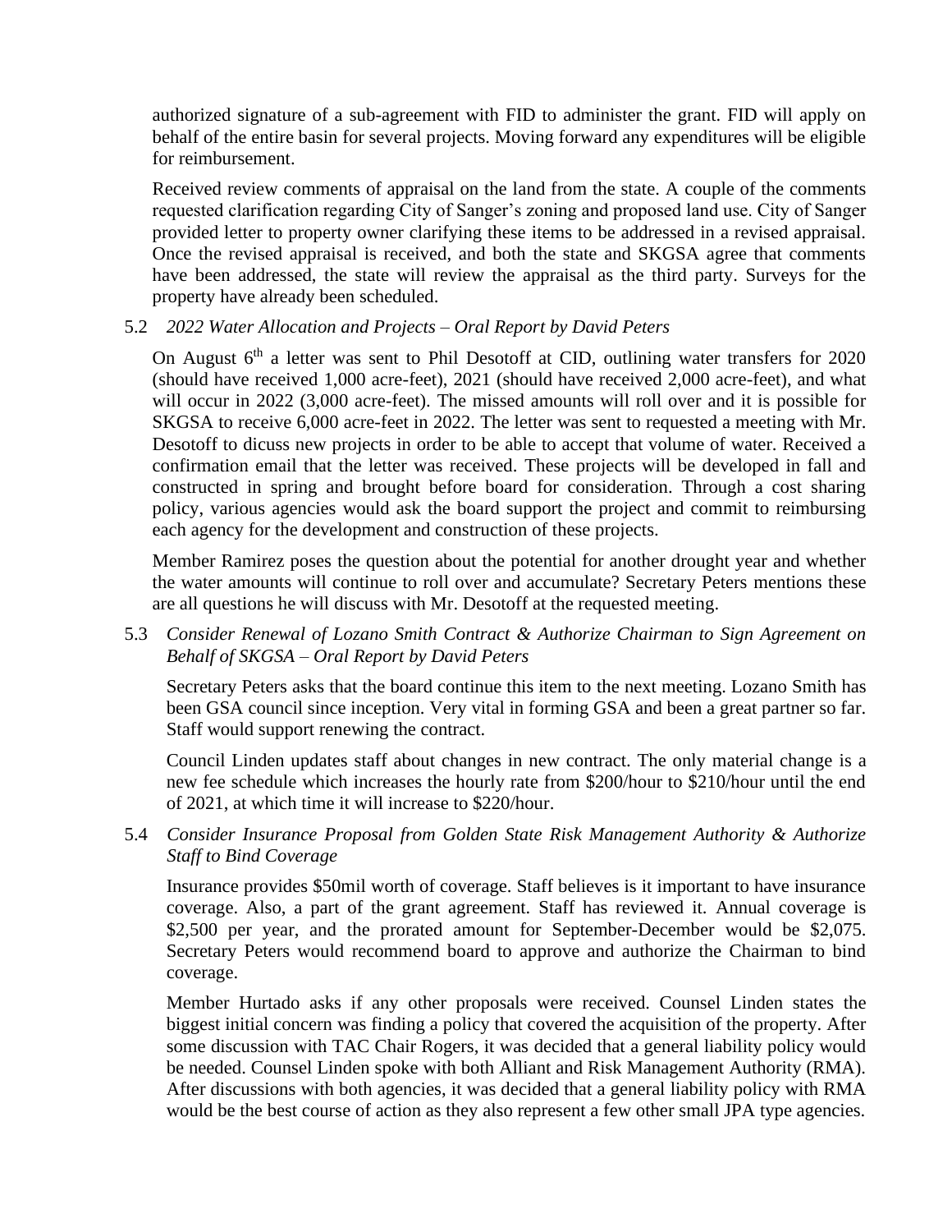authorized signature of a sub-agreement with FID to administer the grant. FID will apply on behalf of the entire basin for several projects. Moving forward any expenditures will be eligible for reimbursement.

Received review comments of appraisal on the land from the state. A couple of the comments requested clarification regarding City of Sanger's zoning and proposed land use. City of Sanger provided letter to property owner clarifying these items to be addressed in a revised appraisal. Once the revised appraisal is received, and both the state and SKGSA agree that comments have been addressed, the state will review the appraisal as the third party. Surveys for the property have already been scheduled.

5.2 *2022 Water Allocation and Projects – Oral Report by David Peters*

On August 6th a letter was sent to Phil Desotoff at CID, outlining water transfers for 2020 (should have received 1,000 acre-feet), 2021 (should have received 2,000 acre-feet), and what will occur in 2022 (3,000 acre-feet). The missed amounts will roll over and it is possible for SKGSA to receive 6,000 acre-feet in 2022. The letter was sent to requested a meeting with Mr. Desotoff to dicuss new projects in order to be able to accept that volume of water. Received a confirmation email that the letter was received. These projects will be developed in fall and constructed in spring and brought before board for consideration. Through a cost sharing policy, various agencies would ask the board support the project and commit to reimbursing each agency for the development and construction of these projects.

Member Ramirez poses the question about the potential for another drought year and whether the water amounts will continue to roll over and accumulate? Secretary Peters mentions these are all questions he will discuss with Mr. Desotoff at the requested meeting.

5.3 *Consider Renewal of Lozano Smith Contract & Authorize Chairman to Sign Agreement on Behalf of SKGSA – Oral Report by David Peters*

Secretary Peters asks that the board continue this item to the next meeting. Lozano Smith has been GSA council since inception. Very vital in forming GSA and been a great partner so far. Staff would support renewing the contract.

Council Linden updates staff about changes in new contract. The only material change is a new fee schedule which increases the hourly rate from $200/hour to $210/hour until the end of 2021, at which time it will increase to $220/hour.

5.4 *Consider Insurance Proposal from Golden State Risk Management Authority & Authorize Staff to Bind Coverage*

Insurance provides $50mil worth of coverage. Staff believes is it important to have insurance coverage. Also, a part of the grant agreement. Staff has reviewed it. Annual coverage is $2,500 per year, and the prorated amount for September-December would be $2,075. Secretary Peters would recommend board to approve and authorize the Chairman to bind coverage.

Member Hurtado asks if any other proposals were received. Counsel Linden states the biggest initial concern was finding a policy that covered the acquisition of the property. After some discussion with TAC Chair Rogers, it was decided that a general liability policy would be needed. Counsel Linden spoke with both Alliant and Risk Management Authority (RMA). After discussions with both agencies, it was decided that a general liability policy with RMA would be the best course of action as they also represent a few other small JPA type agencies.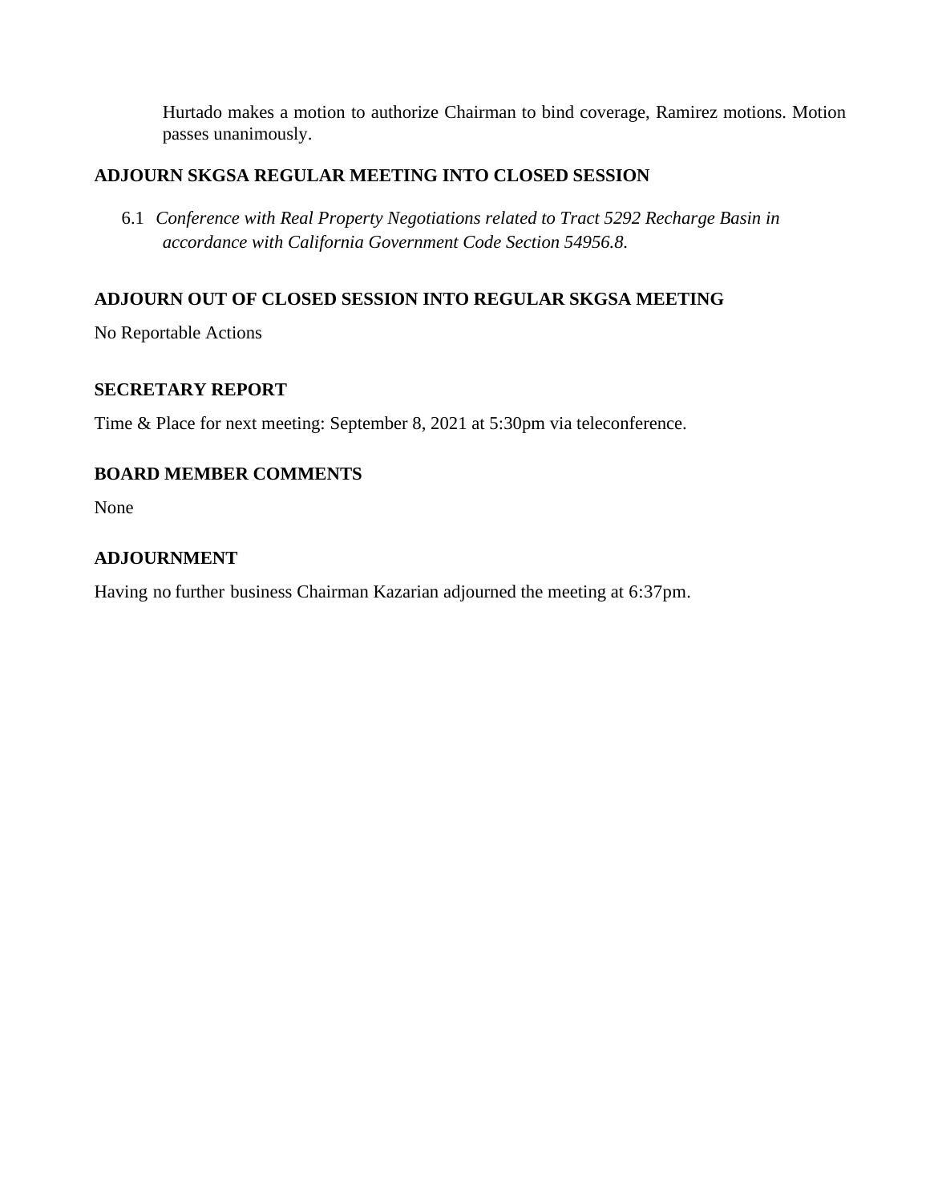Hurtado makes a motion to authorize Chairman to bind coverage, Ramirez motions. Motion passes unanimously.

**ADJOURN SKGSA REGULAR MEETING INTO CLOSED SESSION**

6.1 *Conference with Real Property Negotiations related to Tract 5292 Recharge Basin in accordance with California Government Code Section 54956.8.*

**ADJOURN OUT OF CLOSED SESSION INTO REGULAR SKGSA MEETING**

No Reportable Actions

**SECRETARY REPORT**

Time & Place for next meeting: September 8, 2021 at 5:30pm via teleconference.

**BOARD MEMBER COMMENTS**

None

**ADJOURNMENT**

Having no further business Chairman Kazarian adjourned the meeting at 6:37pm.